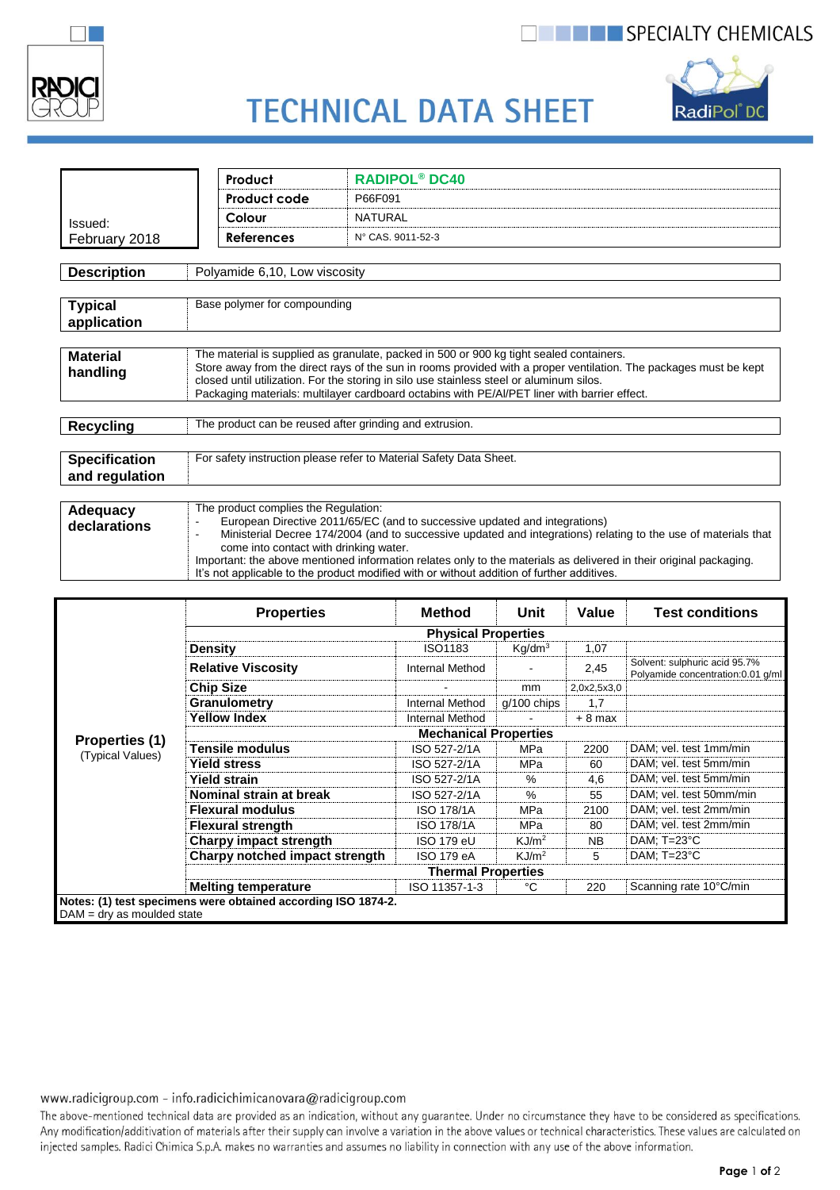SPECIALTY CHEMICALS

# TECHNICAL DATA SHEET

Issued:
February 2018

| Product | RADIPOL® DC40 |
|---|---|
| Product code | P66F091 |
| Colour | NATURAL |
| References | N° CAS. 9011-52-3 |

| | |
|---|---|
| **Description** | Polyamide 6,10, Low viscosity |
| **Typical application** | Base polymer for compounding |
| **Material handling** | The material is supplied as granulate, packed in 500 or 900 kg tight sealed containers. Store away from the direct rays of the sun in rooms provided with a proper ventilation. The packages must be kept closed until utilization. For the storing in silo use stainless steel or aluminum silos. Packaging materials: multilayer cardboard octabins with PE/Al/PET liner with barrier effect. |
| **Recycling** | The product can be reused after grinding and extrusion. |
| **Specification and regulation** | For safety instruction please refer to Material Safety Data Sheet. |
| **Adequacy declarations** | The product complies the Regulation:<br>- European Directive 2011/65/EC (and to successive updated and integrations)<br>- Ministerial Decree 174/2004 (and to successive updated and integrations) relating to the use of materials that come into contact with drinking water.<br>Important: the above mentioned information relates only to the materials as delivered in their original packaging. It's not applicable to the product modified with or without addition of further additives. |

**Properties (1)** (Typical Values)

| Properties | Method | Unit | Value | Test conditions |
|---|---|---|---|---|
| **Physical Properties** | | | | |
| **Density** | ISO1183 | Kg/dm³ | 1,07 | |
| **Relative Viscosity** | Internal Method | - | 2,45 | Solvent: sulphuric acid 95.7% Polyamide concentration:0.01 g/ml |
| **Chip Size** | - | mm | 2,0x2,5x3,0 | |
| **Granulometry** | Internal Method | g/100 chips | 1,7 | |
| **Yellow Index** | Internal Method | - | + 8 max | |
| **Mechanical Properties** | | | | |
| **Tensile modulus** | ISO 527-2/1A | MPa | 2200 | DAM; vel. test 1mm/min |
| **Yield stress** | ISO 527-2/1A | MPa | 60 | DAM; vel. test 5mm/min |
| **Yield strain** | ISO 527-2/1A | % | 4,6 | DAM; vel. test 5mm/min |
| **Nominal strain at break** | ISO 527-2/1A | % | 55 | DAM; vel. test 50mm/min |
| **Flexural modulus** | ISO 178/1A | MPa | 2100 | DAM; vel. test 2mm/min |
| **Flexural strength** | ISO 178/1A | MPa | 80 | DAM; vel. test 2mm/min |
| **Charpy impact strength** | ISO 179 eU | KJ/m² | NB | DAM; T=23°C |
| **Charpy notched impact strength** | ISO 179 eA | KJ/m² | 5 | DAM; T=23°C |
| **Thermal Properties** | | | | |
| **Melting temperature** | ISO 11357-1-3 | °C | 220 | Scanning rate 10°C/min |

**Notes: (1) test specimens were obtained according ISO 1874-2.**
DAM = dry as moulded state

www.radicigroup.com – info.radicichimicanovara@radicigroup.com

The above-mentioned technical data are provided as an indication, without any guarantee. Under no circumstance they have to be considered as specifications. Any modification/additivation of materials after their supply can involve a variation in the above values or technical characteristics. These values are calculated on injected samples. Radici Chimica S.p.A. makes no warranties and assumes no liability in connection with any use of the above information.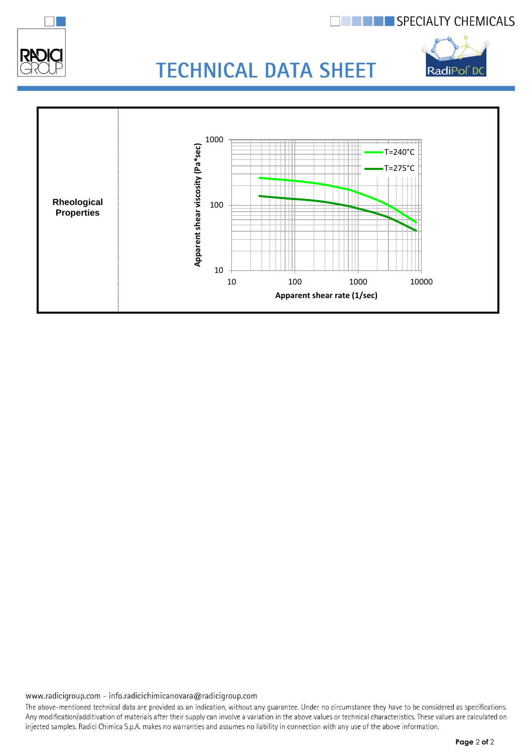# TECHNICAL DATA SHEET

SPECIALTY CHEMICALS

RadiPol® DC

**Rheological Properties**

Apparent shear viscosity (Pa*sec)

1000

100

10

10

100

1000

10000

Apparent shear rate (1/sec)

T=240°C

T=275°C

www.radicigroup.com – info.radicichimicanovara@radicigroup.com

The above-mentioned technical data are provided as an indication, without any guarantee. Under no circumstance they have to be considered as specifications. Any modification/additivation of materials after their supply can involve a variation in the above values or technical characteristics. These values are calculated on injected samples. Radici Chimica S.p.A. makes no warranties and assumes no liability in connection with any use of the above information.